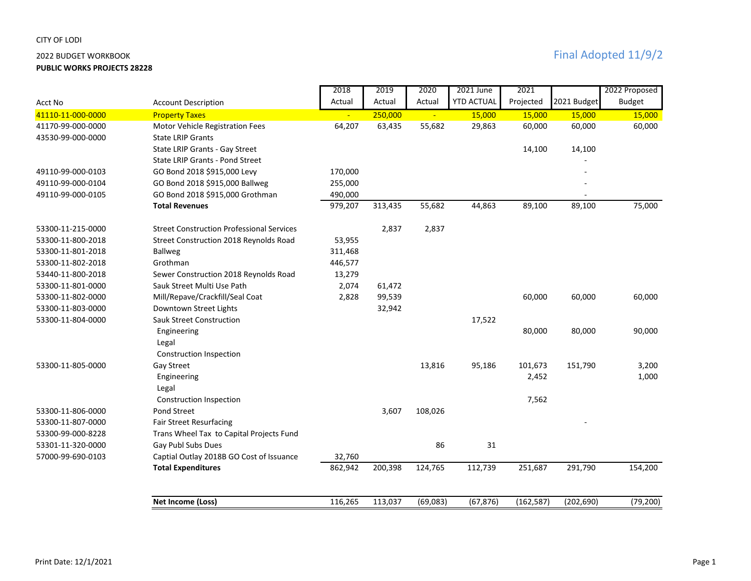CITY OF LODI

2022 BUDGET WORKBOOK

**PUBLIC WORKS PROJECTS 28228**

Final Adopted 11/9/2

| Acct No | Account Description | 2018 Actual | 2019 Actual | 2020 Actual | 2021 June YTD ACTUAL | 2021 Projected | 2021 Budget | 2022 Proposed Budget |
|---|---|---|---|---|---|---|---|---|
| 41110-11-000-0000 | Property Taxes | - | 250,000 | - | 15,000 | 15,000 | 15,000 | 15,000 |
| 41170-99-000-0000 | Motor Vehicle Registration Fees | 64,207 | 63,435 | 55,682 | 29,863 | 60,000 | 60,000 | 60,000 |
| 43530-99-000-0000 | State LRIP Grants | | | | | | | |
| | State LRIP Grants - Gay Street | | | | | 14,100 | 14,100 | |
| | State LRIP Grants - Pond Street | | | | | | - | |
| 49110-99-000-0103 | GO Bond 2018 $915,000 Levy | 170,000 | | | | | - | |
| 49110-99-000-0104 | GO Bond 2018 $915,000 Ballweg | 255,000 | | | | | - | |
| 49110-99-000-0105 | GO Bond 2018 $915,000 Grothman | 490,000 | | | | | - | |
| | **Total Revenues** | 979,207 | 313,435 | 55,682 | 44,863 | 89,100 | 89,100 | 75,000 |
| | | | | | | | | |
| 53300-11-215-0000 | Street Construction Professional Services | | 2,837 | 2,837 | | | | |
| 53300-11-800-2018 | Street Construction 2018 Reynolds Road | 53,955 | | | | | | |
| 53300-11-801-2018 | Ballweg | 311,468 | | | | | | |
| 53300-11-802-2018 | Grothman | 446,577 | | | | | | |
| 53440-11-800-2018 | Sewer Construction 2018 Reynolds Road | 13,279 | | | | | | |
| 53300-11-801-0000 | Sauk Street Multi Use Path | 2,074 | 61,472 | | | | | |
| 53300-11-802-0000 | Mill/Repave/Crackfill/Seal Coat | 2,828 | 99,539 | | | 60,000 | 60,000 | 60,000 |
| 53300-11-803-0000 | Downtown Street Lights | | 32,942 | | | | | |
| 53300-11-804-0000 | Sauk Street Construction | | | | 17,522 | | | |
| | Engineering | | | | | 80,000 | 80,000 | 90,000 |
| | Legal | | | | | | | |
| | Construction Inspection | | | | | | | |
| 53300-11-805-0000 | Gay Street | | | 13,816 | 95,186 | 101,673 | 151,790 | 3,200 |
| | Engineering | | | | | 2,452 | | 1,000 |
| | Legal | | | | | | | |
| | Construction Inspection | | | | | 7,562 | | |
| 53300-11-806-0000 | Pond Street | | 3,607 | 108,026 | | | | |
| 53300-11-807-0000 | Fair Street Resurfacing | | | | | | - | |
| 53300-99-000-8228 | Trans Wheel Tax to Capital Projects Fund | | | | | | | |
| 53301-11-320-0000 | Gay Publ Subs Dues | | | 86 | 31 | | | |
| 57000-99-690-0103 | Captial Outlay 2018B GO Cost of Issuance | 32,760 | | | | | | |
| | **Total Expenditures** | 862,942 | 200,398 | 124,765 | 112,739 | 251,687 | 291,790 | 154,200 |
| | | | | | | | | |
| | **Net Income (Loss)** | 116,265 | 113,037 | (69,083) | (67,876) | (162,587) | (202,690) | (79,200) |

Print Date: 12/1/2021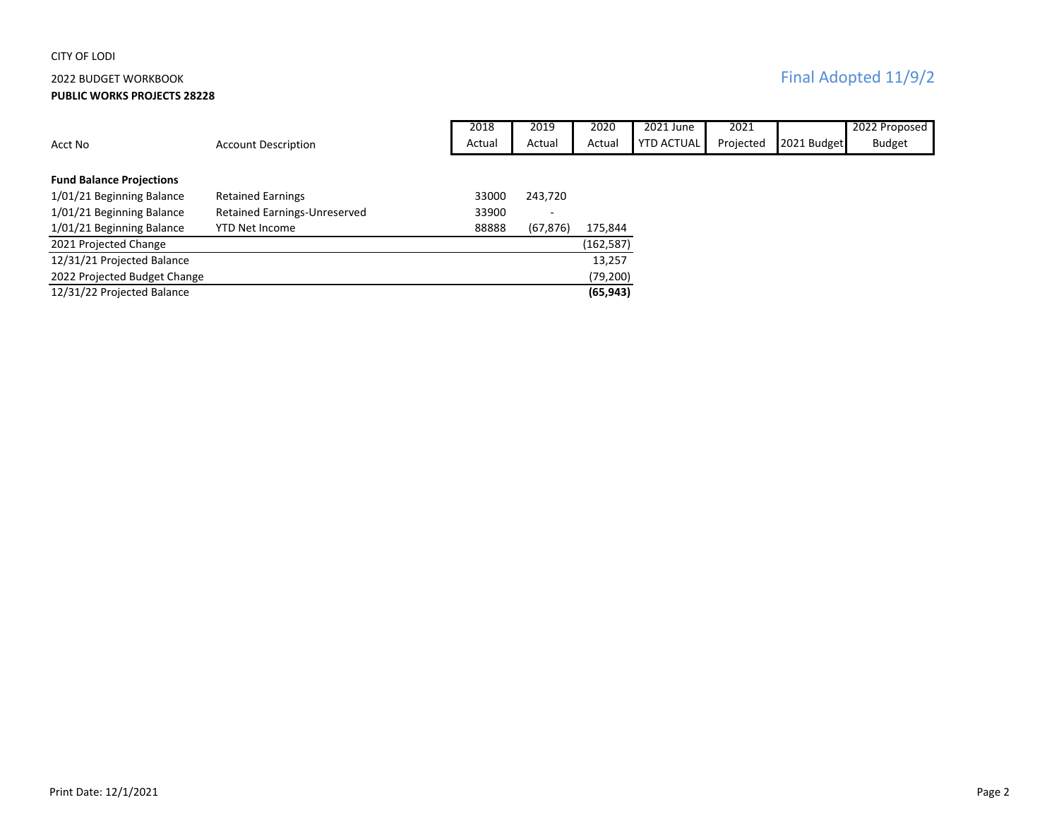CITY OF LODI

2022 BUDGET WORKBOOK

**PUBLIC WORKS PROJECTS 28228**

Final Adopted 11/9/2

| Acct No | Account Description | | 2018 Actual | 2019 Actual | 2020 Actual | 2021 June YTD ACTUAL | 2021 Projected | 2021 Budget | 2022 Proposed Budget |
|---|---|---|---|---|---|---|---|---|---|
| **Fund Balance Projections** | | | | | | | | | |
| 1/01/21 Beginning Balance | Retained Earnings | 33000 | 243,720 | | | | | | |
| 1/01/21 Beginning Balance | Retained Earnings-Unreserved | 33900 | - | | | | | | |
| 1/01/21 Beginning Balance | YTD Net Income | 88888 | (67,876) | 175,844 | | | | | |
| 2021 Projected Change | | | | (162,587) | | | | | |
| 12/31/21 Projected Balance | | | | 13,257 | | | | | |
| 2022 Projected Budget Change | | | | (79,200) | | | | | |
| 12/31/22 Projected Balance | | | | **(65,943)** | | | | | |

Print Date: 12/1/2021